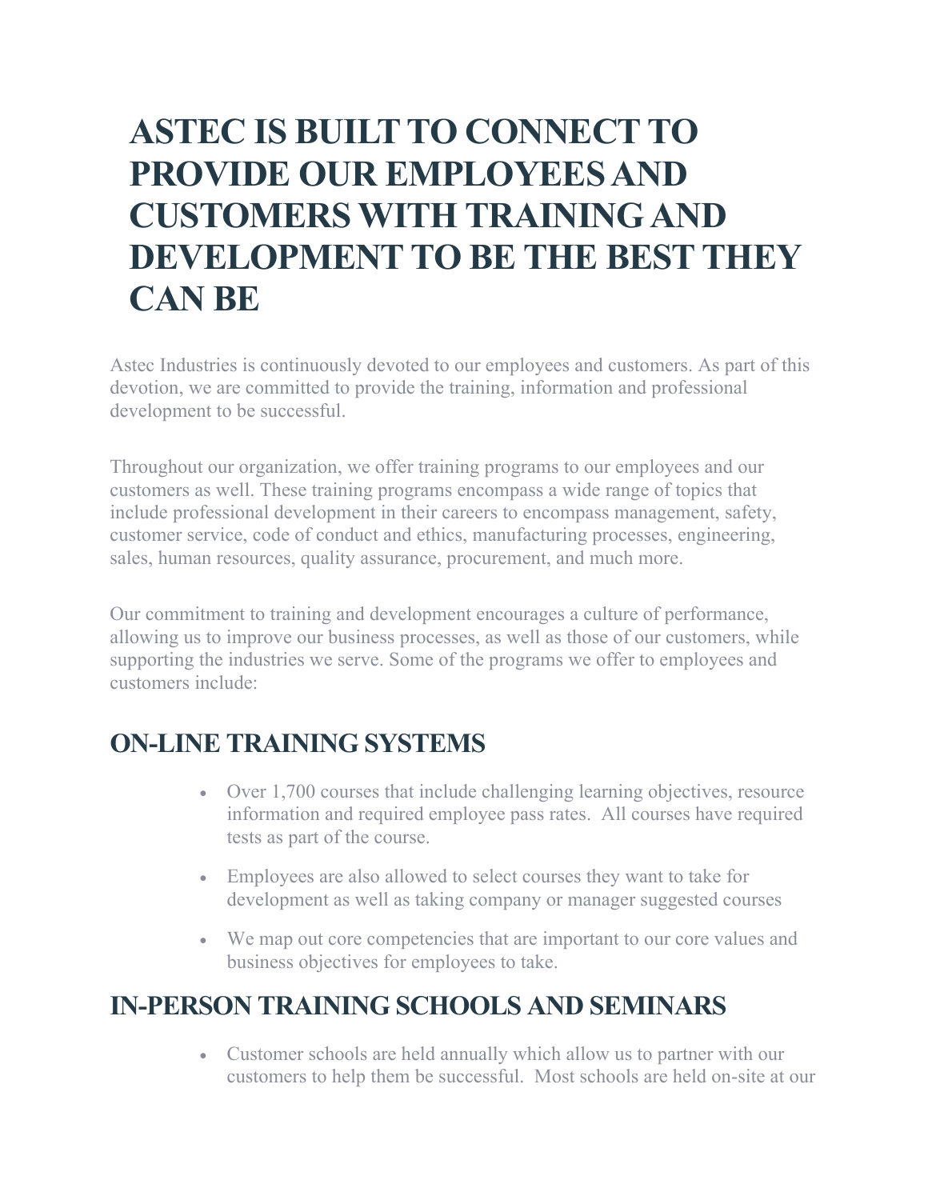# ASTEC IS BUILT TO CONNECT TO PROVIDE OUR EMPLOYEES AND CUSTOMERS WITH TRAINING AND DEVELOPMENT TO BE THE BEST THEY CAN BE

Astec Industries is continuously devoted to our employees and customers. As part of this devotion, we are committed to provide the training, information and professional development to be successful.

Throughout our organization, we offer training programs to our employees and our customers as well. These training programs encompass a wide range of topics that include professional development in their careers to encompass management, safety, customer service, code of conduct and ethics, manufacturing processes, engineering, sales, human resources, quality assurance, procurement, and much more.

Our commitment to training and development encourages a culture of performance, allowing us to improve our business processes, as well as those of our customers, while supporting the industries we serve. Some of the programs we offer to employees and customers include:

## ON-LINE TRAINING SYSTEMS

- Over 1,700 courses that include challenging learning objectives, resource information and required employee pass rates. All courses have required tests as part of the course.
- Employees are also allowed to select courses they want to take for development as well as taking company or manager suggested courses
- We map out core competencies that are important to our core values and business objectives for employees to take.

## IN-PERSON TRAINING SCHOOLS AND SEMINARS

- Customer schools are held annually which allow us to partner with our customers to help them be successful. Most schools are held on-site at our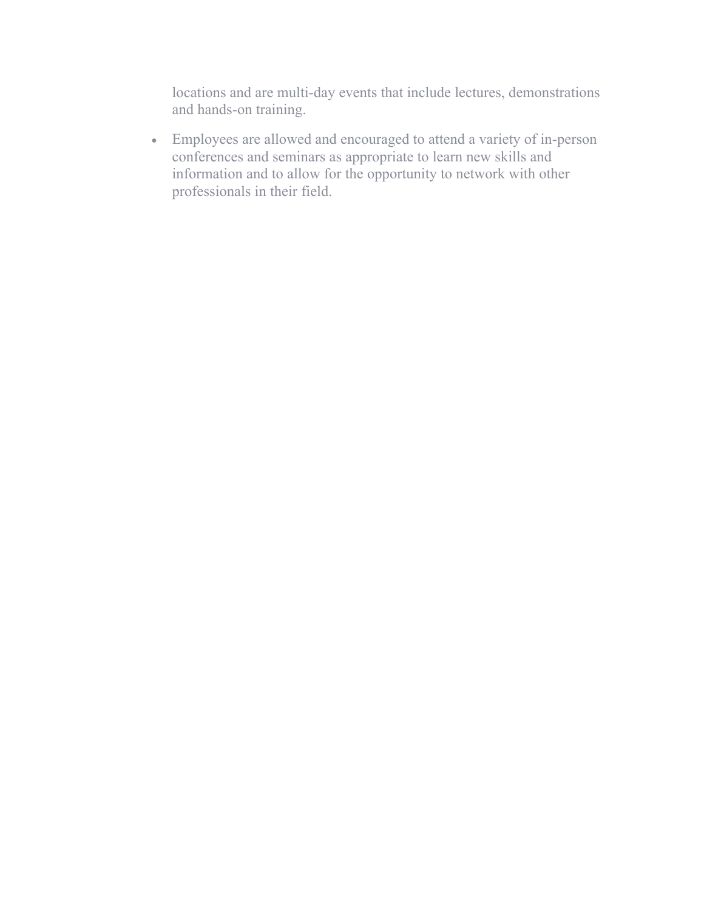locations and are multi-day events that include lectures, demonstrations and hands-on training.

- Employees are allowed and encouraged to attend a variety of in-person conferences and seminars as appropriate to learn new skills and information and to allow for the opportunity to network with other professionals in their field.